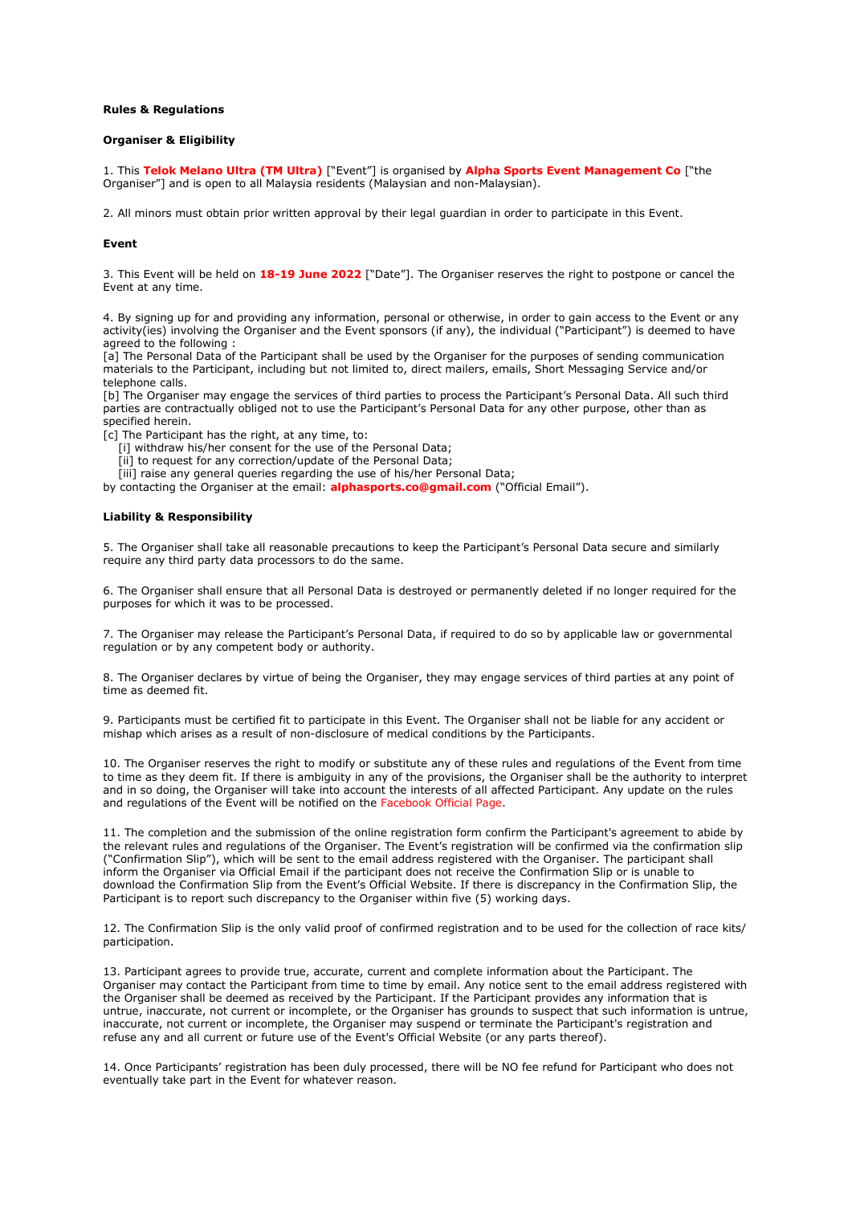**Rules & Regulations**

**Organiser & Eligibility**

1. This **Telok Melano Ultra (TM Ultra)** ["Event"] is organised by **Alpha Sports Event Management Co** ["the Organiser"] and is open to all Malaysia residents (Malaysian and non-Malaysian).

2. All minors must obtain prior written approval by their legal guardian in order to participate in this Event.

**Event**

3. This Event will be held on **18-19 June 2022** ["Date"]. The Organiser reserves the right to postpone or cancel the Event at any time.

4. By signing up for and providing any information, personal or otherwise, in order to gain access to the Event or any activity(ies) involving the Organiser and the Event sponsors (if any), the individual ("Participant") is deemed to have agreed to the following :
[a] The Personal Data of the Participant shall be used by the Organiser for the purposes of sending communication materials to the Participant, including but not limited to, direct mailers, emails, Short Messaging Service and/or telephone calls.
[b] The Organiser may engage the services of third parties to process the Participant's Personal Data. All such third parties are contractually obliged not to use the Participant's Personal Data for any other purpose, other than as specified herein.
[c] The Participant has the right, at any time, to:
  [i] withdraw his/her consent for the use of the Personal Data;
  [ii] to request for any correction/update of the Personal Data;
  [iii] raise any general queries regarding the use of his/her Personal Data;
by contacting the Organiser at the email: **alphasports.co@gmail.com** ("Official Email").

**Liability & Responsibility**

5. The Organiser shall take all reasonable precautions to keep the Participant's Personal Data secure and similarly require any third party data processors to do the same.

6. The Organiser shall ensure that all Personal Data is destroyed or permanently deleted if no longer required for the purposes for which it was to be processed.

7. The Organiser may release the Participant's Personal Data, if required to do so by applicable law or governmental regulation or by any competent body or authority.

8. The Organiser declares by virtue of being the Organiser, they may engage services of third parties at any point of time as deemed fit.

9. Participants must be certified fit to participate in this Event. The Organiser shall not be liable for any accident or mishap which arises as a result of non-disclosure of medical conditions by the Participants.

10. The Organiser reserves the right to modify or substitute any of these rules and regulations of the Event from time to time as they deem fit. If there is ambiguity in any of the provisions, the Organiser shall be the authority to interpret and in so doing, the Organiser will take into account the interests of all affected Participant. Any update on the rules and regulations of the Event will be notified on the Facebook Official Page.

11. The completion and the submission of the online registration form confirm the Participant's agreement to abide by the relevant rules and regulations of the Organiser. The Event's registration will be confirmed via the confirmation slip ("Confirmation Slip"), which will be sent to the email address registered with the Organiser. The participant shall inform the Organiser via Official Email if the participant does not receive the Confirmation Slip or is unable to download the Confirmation Slip from the Event's Official Website. If there is discrepancy in the Confirmation Slip, the Participant is to report such discrepancy to the Organiser within five (5) working days.

12. The Confirmation Slip is the only valid proof of confirmed registration and to be used for the collection of race kits/ participation.

13. Participant agrees to provide true, accurate, current and complete information about the Participant. The Organiser may contact the Participant from time to time by email. Any notice sent to the email address registered with the Organiser shall be deemed as received by the Participant. If the Participant provides any information that is untrue, inaccurate, not current or incomplete, or the Organiser has grounds to suspect that such information is untrue, inaccurate, not current or incomplete, the Organiser may suspend or terminate the Participant's registration and refuse any and all current or future use of the Event's Official Website (or any parts thereof).

14. Once Participants' registration has been duly processed, there will be NO fee refund for Participant who does not eventually take part in the Event for whatever reason.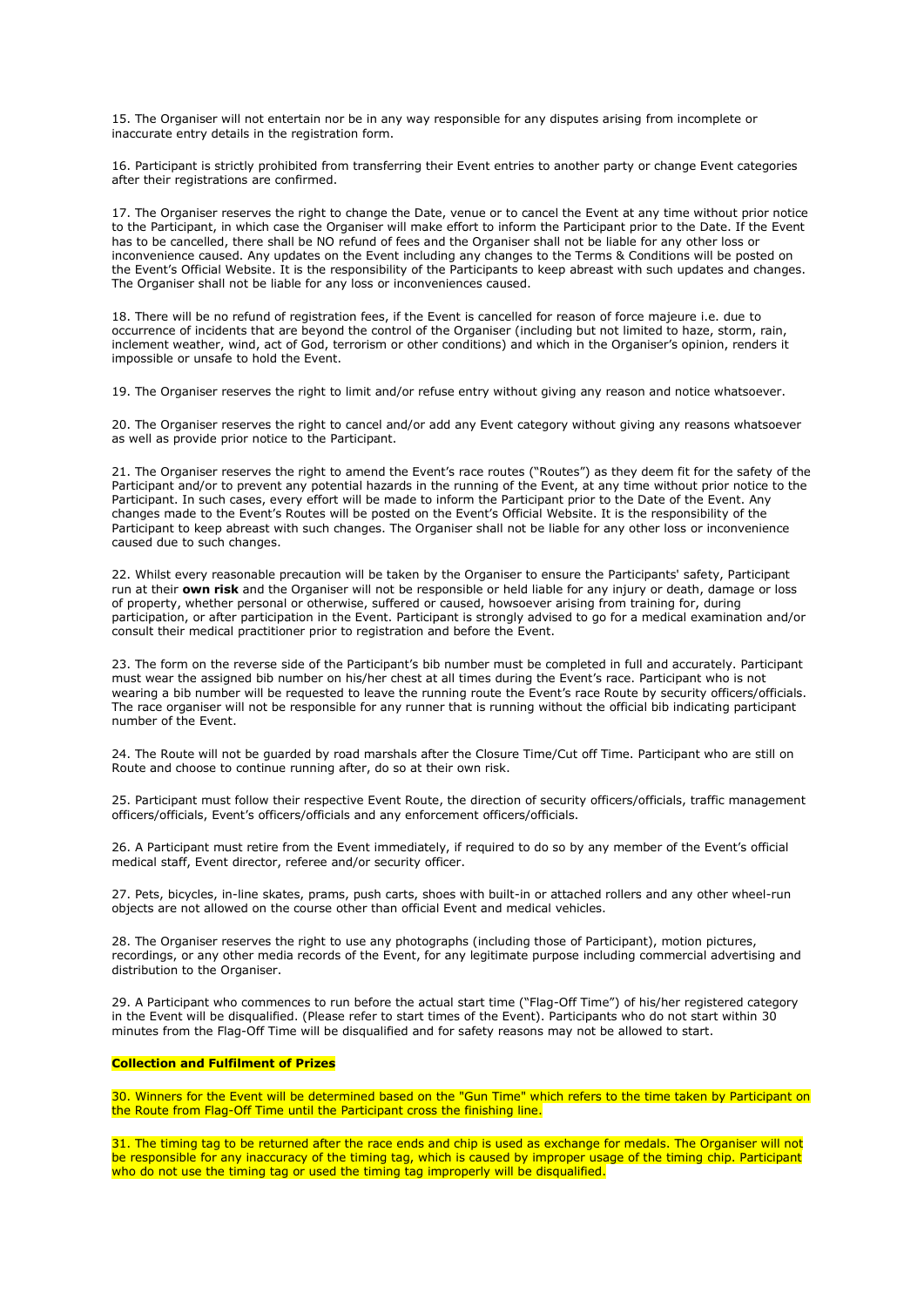15. The Organiser will not entertain nor be in any way responsible for any disputes arising from incomplete or inaccurate entry details in the registration form.

16. Participant is strictly prohibited from transferring their Event entries to another party or change Event categories after their registrations are confirmed.

17. The Organiser reserves the right to change the Date, venue or to cancel the Event at any time without prior notice to the Participant, in which case the Organiser will make effort to inform the Participant prior to the Date. If the Event has to be cancelled, there shall be NO refund of fees and the Organiser shall not be liable for any other loss or inconvenience caused. Any updates on the Event including any changes to the Terms & Conditions will be posted on the Event's Official Website. It is the responsibility of the Participants to keep abreast with such updates and changes. The Organiser shall not be liable for any loss or inconveniences caused.

18. There will be no refund of registration fees, if the Event is cancelled for reason of force majeure i.e. due to occurrence of incidents that are beyond the control of the Organiser (including but not limited to haze, storm, rain, inclement weather, wind, act of God, terrorism or other conditions) and which in the Organiser's opinion, renders it impossible or unsafe to hold the Event.

19. The Organiser reserves the right to limit and/or refuse entry without giving any reason and notice whatsoever.

20. The Organiser reserves the right to cancel and/or add any Event category without giving any reasons whatsoever as well as provide prior notice to the Participant.

21. The Organiser reserves the right to amend the Event's race routes ("Routes") as they deem fit for the safety of the Participant and/or to prevent any potential hazards in the running of the Event, at any time without prior notice to the Participant. In such cases, every effort will be made to inform the Participant prior to the Date of the Event. Any changes made to the Event's Routes will be posted on the Event's Official Website. It is the responsibility of the Participant to keep abreast with such changes. The Organiser shall not be liable for any other loss or inconvenience caused due to such changes.

22. Whilst every reasonable precaution will be taken by the Organiser to ensure the Participants' safety, Participant run at their **own risk** and the Organiser will not be responsible or held liable for any injury or death, damage or loss of property, whether personal or otherwise, suffered or caused, howsoever arising from training for, during participation, or after participation in the Event. Participant is strongly advised to go for a medical examination and/or consult their medical practitioner prior to registration and before the Event.

23. The form on the reverse side of the Participant's bib number must be completed in full and accurately. Participant must wear the assigned bib number on his/her chest at all times during the Event's race. Participant who is not wearing a bib number will be requested to leave the running route the Event's race Route by security officers/officials. The race organiser will not be responsible for any runner that is running without the official bib indicating participant number of the Event.

24. The Route will not be guarded by road marshals after the Closure Time/Cut off Time. Participant who are still on Route and choose to continue running after, do so at their own risk.

25. Participant must follow their respective Event Route, the direction of security officers/officials, traffic management officers/officials, Event's officers/officials and any enforcement officers/officials.

26. A Participant must retire from the Event immediately, if required to do so by any member of the Event's official medical staff, Event director, referee and/or security officer.

27. Pets, bicycles, in-line skates, prams, push carts, shoes with built-in or attached rollers and any other wheel-run objects are not allowed on the course other than official Event and medical vehicles.

28. The Organiser reserves the right to use any photographs (including those of Participant), motion pictures, recordings, or any other media records of the Event, for any legitimate purpose including commercial advertising and distribution to the Organiser.

29. A Participant who commences to run before the actual start time ("Flag-Off Time") of his/her registered category in the Event will be disqualified. (Please refer to start times of the Event). Participants who do not start within 30 minutes from the Flag-Off Time will be disqualified and for safety reasons may not be allowed to start.

**Collection and Fulfilment of Prizes**

30. Winners for the Event will be determined based on the "Gun Time" which refers to the time taken by Participant on the Route from Flag-Off Time until the Participant cross the finishing line.

31. The timing tag to be returned after the race ends and chip is used as exchange for medals. The Organiser will not be responsible for any inaccuracy of the timing tag, which is caused by improper usage of the timing chip. Participant who do not use the timing tag or used the timing tag improperly will be disqualified.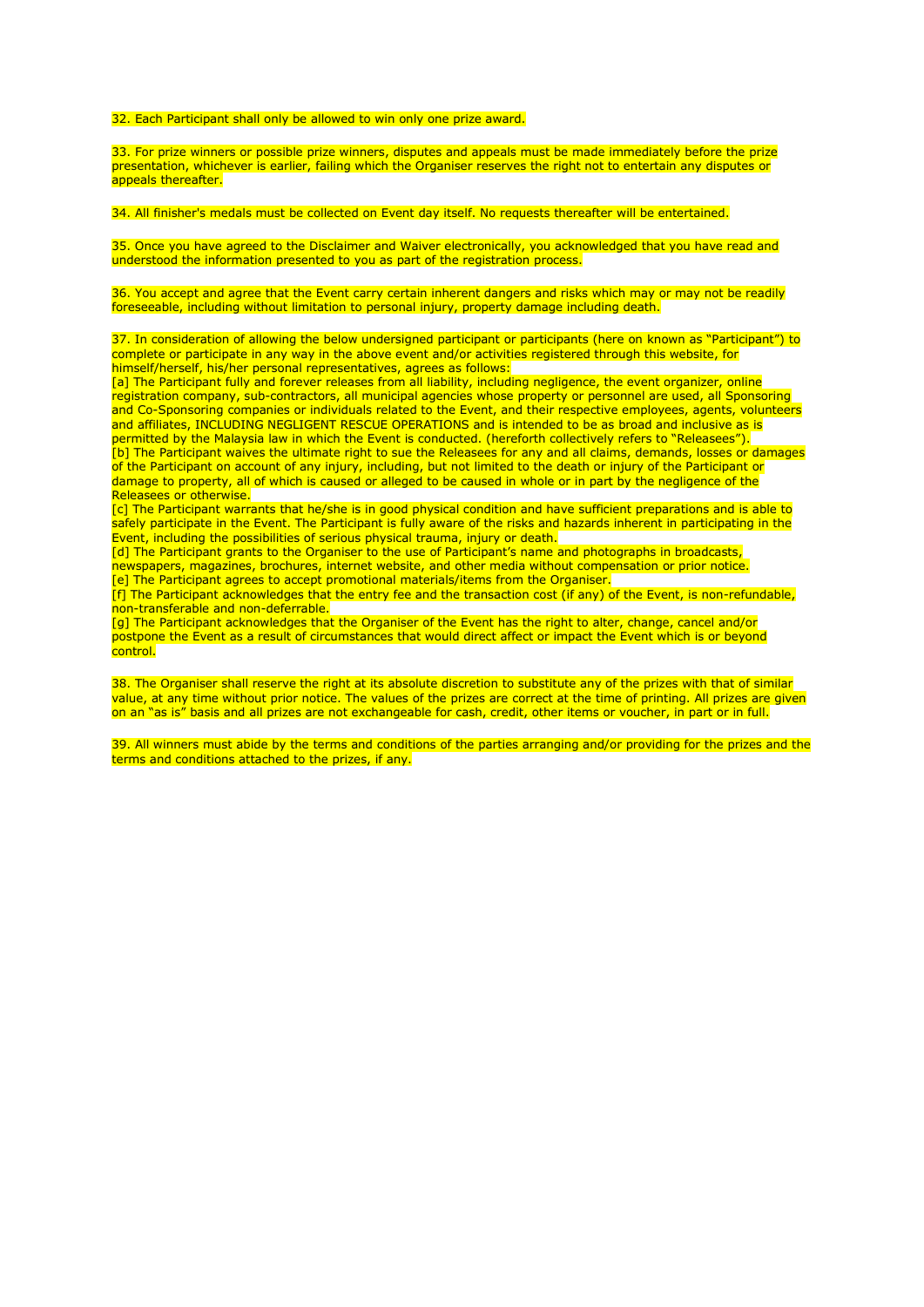32. Each Participant shall only be allowed to win only one prize award.

33. For prize winners or possible prize winners, disputes and appeals must be made immediately before the prize presentation, whichever is earlier, failing which the Organiser reserves the right not to entertain any disputes or appeals thereafter.

34. All finisher's medals must be collected on Event day itself. No requests thereafter will be entertained.

35. Once you have agreed to the Disclaimer and Waiver electronically, you acknowledged that you have read and understood the information presented to you as part of the registration process.

36. You accept and agree that the Event carry certain inherent dangers and risks which may or may not be readily foreseeable, including without limitation to personal injury, property damage including death.

37. In consideration of allowing the below undersigned participant or participants (here on known as "Participant") to complete or participate in any way in the above event and/or activities registered through this website, for himself/herself, his/her personal representatives, agrees as follows:
[a] The Participant fully and forever releases from all liability, including negligence, the event organizer, online registration company, sub-contractors, all municipal agencies whose property or personnel are used, all Sponsoring and Co-Sponsoring companies or individuals related to the Event, and their respective employees, agents, volunteers and affiliates, INCLUDING NEGLIGENT RESCUE OPERATIONS and is intended to be as broad and inclusive as is permitted by the Malaysia law in which the Event is conducted. (hereforth collectively refers to "Releasees").
[b] The Participant waives the ultimate right to sue the Releasees for any and all claims, demands, losses or damages of the Participant on account of any injury, including, but not limited to the death or injury of the Participant or damage to property, all of which is caused or alleged to be caused in whole or in part by the negligence of the Releasees or otherwise.
[c] The Participant warrants that he/she is in good physical condition and have sufficient preparations and is able to safely participate in the Event. The Participant is fully aware of the risks and hazards inherent in participating in the Event, including the possibilities of serious physical trauma, injury or death.
[d] The Participant grants to the Organiser to the use of Participant's name and photographs in broadcasts, newspapers, magazines, brochures, internet website, and other media without compensation or prior notice.
[e] The Participant agrees to accept promotional materials/items from the Organiser.
[f] The Participant acknowledges that the entry fee and the transaction cost (if any) of the Event, is non-refundable, non-transferable and non-deferrable.
[g] The Participant acknowledges that the Organiser of the Event has the right to alter, change, cancel and/or postpone the Event as a result of circumstances that would direct affect or impact the Event which is or beyond control.

38. The Organiser shall reserve the right at its absolute discretion to substitute any of the prizes with that of similar value, at any time without prior notice. The values of the prizes are correct at the time of printing. All prizes are given on an "as is" basis and all prizes are not exchangeable for cash, credit, other items or voucher, in part or in full.

39. All winners must abide by the terms and conditions of the parties arranging and/or providing for the prizes and the terms and conditions attached to the prizes, if any.